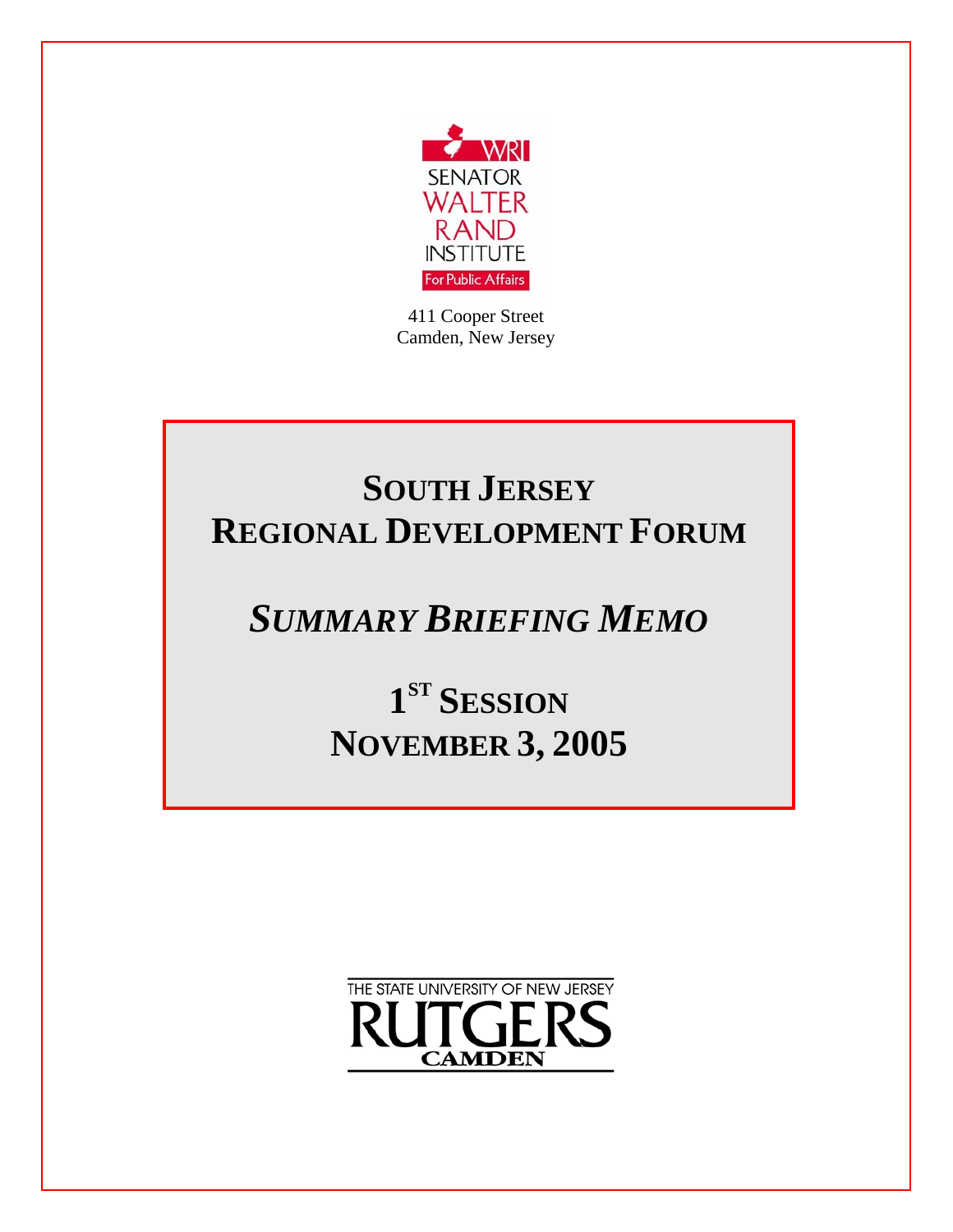WRI

SENATOR WALTER RAND INSTITUTE

For Public Affairs

411 Cooper Street
Camden, New Jersey

# SOUTH JERSEY REGIONAL DEVELOPMENT FORUM

## *SUMMARY BRIEFING MEMO*

## 1ST SESSION
## NOVEMBER 3, 2005

THE STATE UNIVERSITY OF NEW JERSEY

RUTGERS

CAMDEN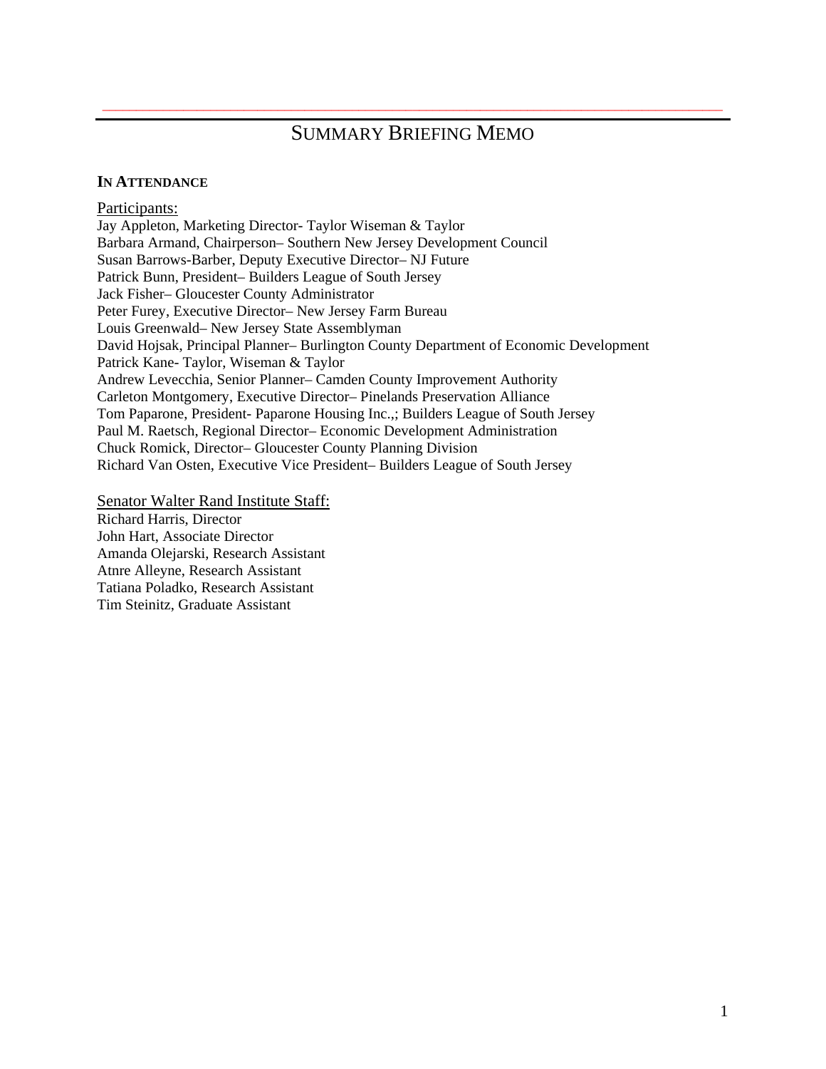# SUMMARY BRIEFING MEMO

**IN ATTENDANCE**

Participants:

Jay Appleton, Marketing Director- Taylor Wiseman & Taylor
Barbara Armand, Chairperson– Southern New Jersey Development Council
Susan Barrows-Barber, Deputy Executive Director– NJ Future
Patrick Bunn, President– Builders League of South Jersey
Jack Fisher– Gloucester County Administrator
Peter Furey, Executive Director– New Jersey Farm Bureau
Louis Greenwald– New Jersey State Assemblyman
David Hojsak, Principal Planner– Burlington County Department of Economic Development
Patrick Kane- Taylor, Wiseman & Taylor
Andrew Levecchia, Senior Planner– Camden County Improvement Authority
Carleton Montgomery, Executive Director– Pinelands Preservation Alliance
Tom Paparone, President- Paparone Housing Inc.,; Builders League of South Jersey
Paul M. Raetsch, Regional Director– Economic Development Administration
Chuck Romick, Director– Gloucester County Planning Division
Richard Van Osten, Executive Vice President– Builders League of South Jersey

Senator Walter Rand Institute Staff:

Richard Harris, Director
John Hart, Associate Director
Amanda Olejarski, Research Assistant
Atnre Alleyne, Research Assistant
Tatiana Poladko, Research Assistant
Tim Steinitz, Graduate Assistant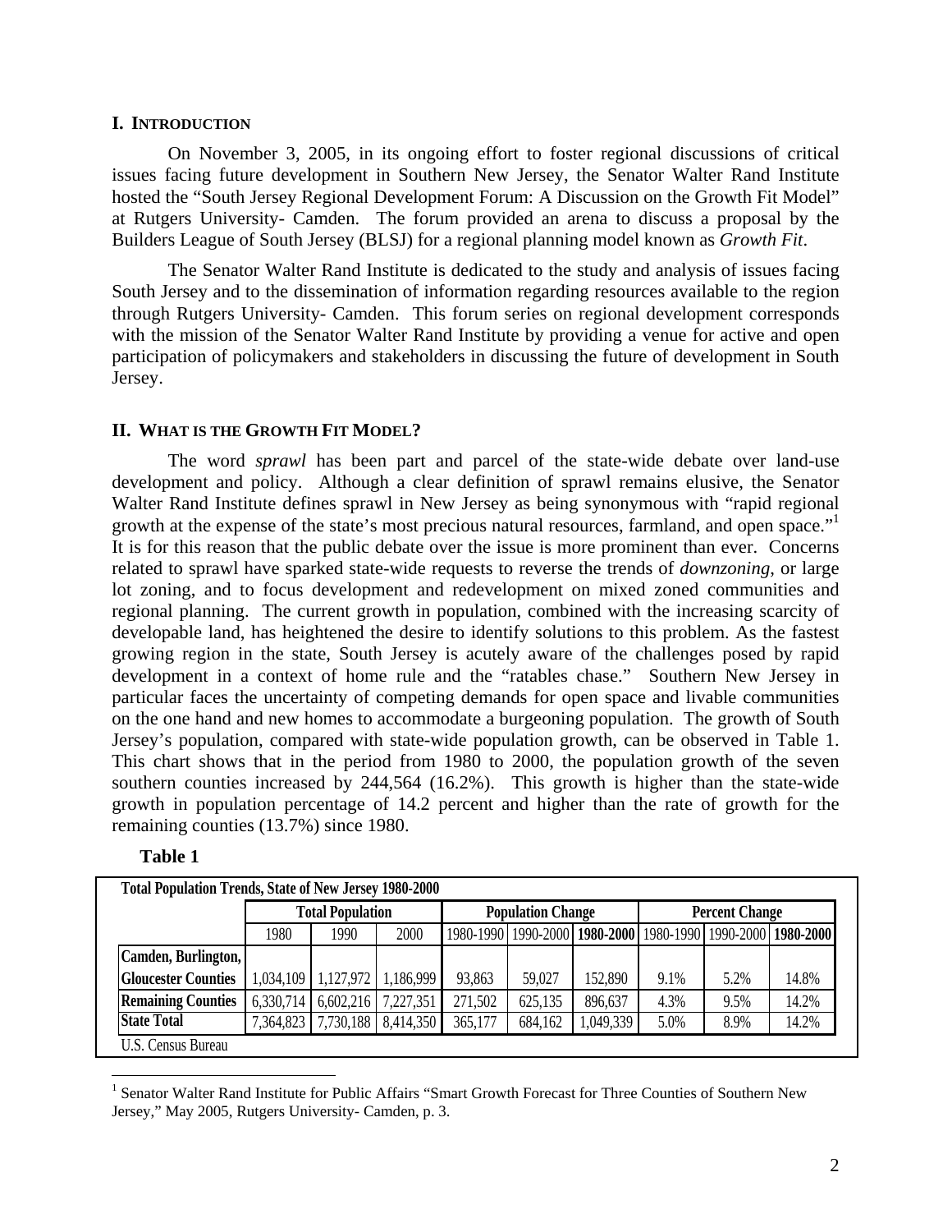## I. INTRODUCTION

On November 3, 2005, in its ongoing effort to foster regional discussions of critical issues facing future development in Southern New Jersey, the Senator Walter Rand Institute hosted the "South Jersey Regional Development Forum: A Discussion on the Growth Fit Model" at Rutgers University- Camden. The forum provided an arena to discuss a proposal by the Builders League of South Jersey (BLSJ) for a regional planning model known as *Growth Fit*.

The Senator Walter Rand Institute is dedicated to the study and analysis of issues facing South Jersey and to the dissemination of information regarding resources available to the region through Rutgers University- Camden. This forum series on regional development corresponds with the mission of the Senator Walter Rand Institute by providing a venue for active and open participation of policymakers and stakeholders in discussing the future of development in South Jersey.

## II. WHAT IS THE GROWTH FIT MODEL?

The word *sprawl* has been part and parcel of the state-wide debate over land-use development and policy. Although a clear definition of sprawl remains elusive, the Senator Walter Rand Institute defines sprawl in New Jersey as being synonymous with "rapid regional growth at the expense of the state's most precious natural resources, farmland, and open space."[1] It is for this reason that the public debate over the issue is more prominent than ever. Concerns related to sprawl have sparked state-wide requests to reverse the trends of *downzoning*, or large lot zoning, and to focus development and redevelopment on mixed zoned communities and regional planning. The current growth in population, combined with the increasing scarcity of developable land, has heightened the desire to identify solutions to this problem. As the fastest growing region in the state, South Jersey is acutely aware of the challenges posed by rapid development in a context of home rule and the "ratables chase." Southern New Jersey in particular faces the uncertainty of competing demands for open space and livable communities on the one hand and new homes to accommodate a burgeoning population. The growth of South Jersey's population, compared with state-wide population growth, can be observed in Table 1. This chart shows that in the period from 1980 to 2000, the population growth of the seven southern counties increased by 244,564 (16.2%). This growth is higher than the state-wide growth in population percentage of 14.2 percent and higher than the rate of growth for the remaining counties (13.7%) since 1980.

**Table 1**

**Total Population Trends, State of New Jersey 1980-2000**

| | Total Population | | | Population Change | | | Percent Change | | |
|---|---|---|---|---|---|---|---|---|---|
| | 1980 | 1990 | 2000 | 1980-1990 | 1990-2000 | **1980-2000** | 1980-1990 | 1990-2000 | **1980-2000** |
| **Camden, Burlington, Gloucester Counties** | 1,034,109 | 1,127,972 | 1,186,999 | 93,863 | 59,027 | 152,890 | 9.1% | 5.2% | 14.8% |
| **Remaining Counties** | 6,330,714 | 6,602,216 | 7,227,351 | 271,502 | 625,135 | 896,637 | 4.3% | 9.5% | 14.2% |
| **State Total** | 7,364,823 | 7,730,188 | 8,414,350 | 365,177 | 684,162 | 1,049,339 | 5.0% | 8.9% | 14.2% |

U.S. Census Bureau

[1] Senator Walter Rand Institute for Public Affairs "Smart Growth Forecast for Three Counties of Southern New Jersey," May 2005, Rutgers University- Camden, p. 3.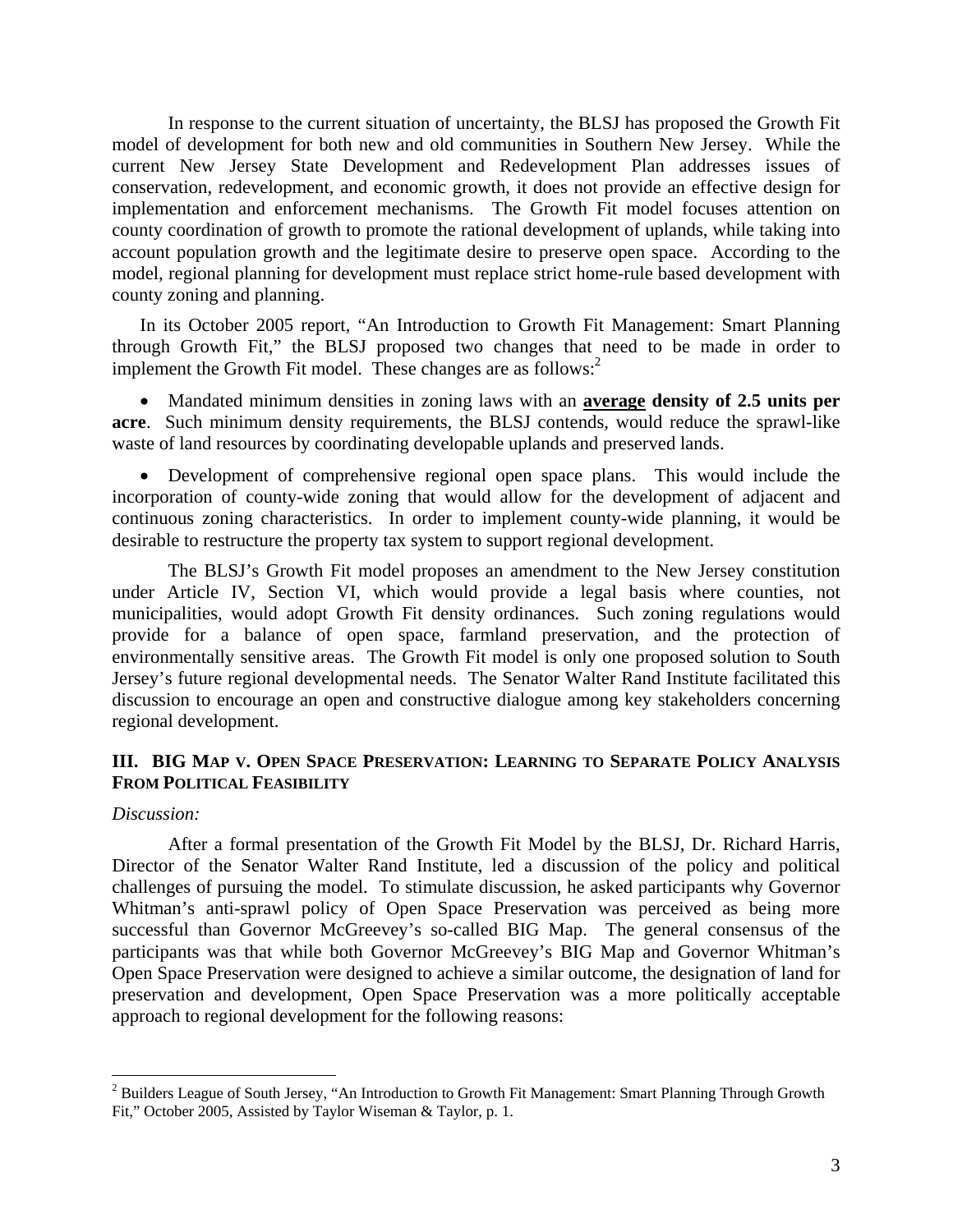In response to the current situation of uncertainty, the BLSJ has proposed the Growth Fit model of development for both new and old communities in Southern New Jersey. While the current New Jersey State Development and Redevelopment Plan addresses issues of conservation, redevelopment, and economic growth, it does not provide an effective design for implementation and enforcement mechanisms. The Growth Fit model focuses attention on county coordination of growth to promote the rational development of uplands, while taking into account population growth and the legitimate desire to preserve open space. According to the model, regional planning for development must replace strict home-rule based development with county zoning and planning.

In its October 2005 report, "An Introduction to Growth Fit Management: Smart Planning through Growth Fit," the BLSJ proposed two changes that need to be made in order to implement the Growth Fit model. These changes are as follows:[2]

- Mandated minimum densities in zoning laws with an **average density of 2.5 units per acre**. Such minimum density requirements, the BLSJ contends, would reduce the sprawl-like waste of land resources by coordinating developable uplands and preserved lands.
- Development of comprehensive regional open space plans. This would include the incorporation of county-wide zoning that would allow for the development of adjacent and continuous zoning characteristics. In order to implement county-wide planning, it would be desirable to restructure the property tax system to support regional development.

The BLSJ's Growth Fit model proposes an amendment to the New Jersey constitution under Article IV, Section VI, which would provide a legal basis where counties, not municipalities, would adopt Growth Fit density ordinances. Such zoning regulations would provide for a balance of open space, farmland preservation, and the protection of environmentally sensitive areas. The Growth Fit model is only one proposed solution to South Jersey's future regional developmental needs. The Senator Walter Rand Institute facilitated this discussion to encourage an open and constructive dialogue among key stakeholders concerning regional development.

## III. BIG MAP V. OPEN SPACE PRESERVATION: LEARNING TO SEPARATE POLICY ANALYSIS FROM POLITICAL FEASIBILITY

*Discussion:*

After a formal presentation of the Growth Fit Model by the BLSJ, Dr. Richard Harris, Director of the Senator Walter Rand Institute, led a discussion of the policy and political challenges of pursuing the model. To stimulate discussion, he asked participants why Governor Whitman's anti-sprawl policy of Open Space Preservation was perceived as being more successful than Governor McGreevey's so-called BIG Map. The general consensus of the participants was that while both Governor McGreevey's BIG Map and Governor Whitman's Open Space Preservation were designed to achieve a similar outcome, the designation of land for preservation and development, Open Space Preservation was a more politically acceptable approach to regional development for the following reasons:

---

[2] Builders League of South Jersey, "An Introduction to Growth Fit Management: Smart Planning Through Growth Fit," October 2005, Assisted by Taylor Wiseman & Taylor, p. 1.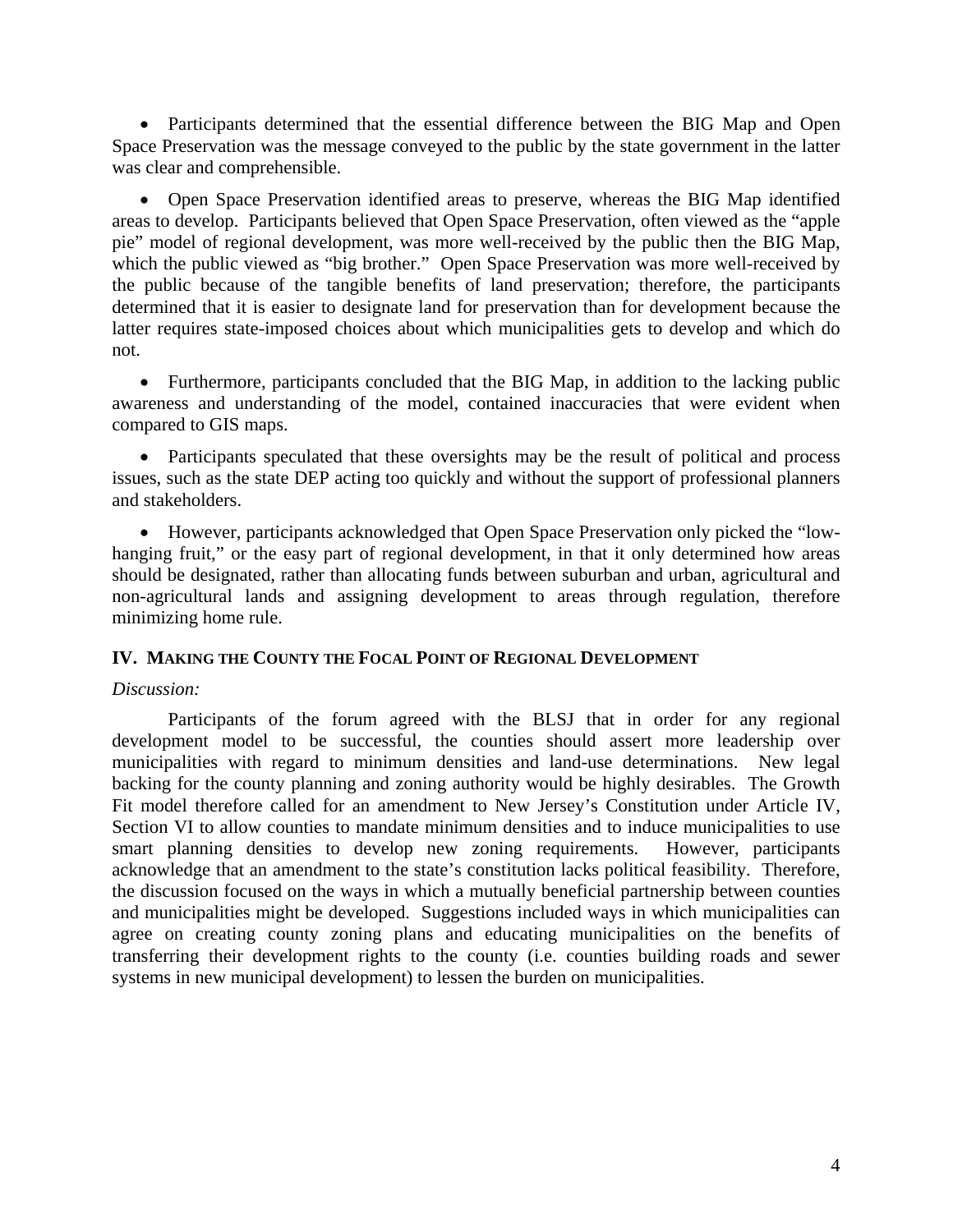- Participants determined that the essential difference between the BIG Map and Open Space Preservation was the message conveyed to the public by the state government in the latter was clear and comprehensible.

- Open Space Preservation identified areas to preserve, whereas the BIG Map identified areas to develop. Participants believed that Open Space Preservation, often viewed as the "apple pie" model of regional development, was more well-received by the public then the BIG Map, which the public viewed as "big brother." Open Space Preservation was more well-received by the public because of the tangible benefits of land preservation; therefore, the participants determined that it is easier to designate land for preservation than for development because the latter requires state-imposed choices about which municipalities gets to develop and which do not.

- Furthermore, participants concluded that the BIG Map, in addition to the lacking public awareness and understanding of the model, contained inaccuracies that were evident when compared to GIS maps.

- Participants speculated that these oversights may be the result of political and process issues, such as the state DEP acting too quickly and without the support of professional planners and stakeholders.

- However, participants acknowledged that Open Space Preservation only picked the "low-hanging fruit," or the easy part of regional development, in that it only determined how areas should be designated, rather than allocating funds between suburban and urban, agricultural and non-agricultural lands and assigning development to areas through regulation, therefore minimizing home rule.

## IV. Making the County the Focal Point of Regional Development

*Discussion:*

Participants of the forum agreed with the BLSJ that in order for any regional development model to be successful, the counties should assert more leadership over municipalities with regard to minimum densities and land-use determinations. New legal backing for the county planning and zoning authority would be highly desirables. The Growth Fit model therefore called for an amendment to New Jersey's Constitution under Article IV, Section VI to allow counties to mandate minimum densities and to induce municipalities to use smart planning densities to develop new zoning requirements. However, participants acknowledge that an amendment to the state's constitution lacks political feasibility. Therefore, the discussion focused on the ways in which a mutually beneficial partnership between counties and municipalities might be developed. Suggestions included ways in which municipalities can agree on creating county zoning plans and educating municipalities on the benefits of transferring their development rights to the county (i.e. counties building roads and sewer systems in new municipal development) to lessen the burden on municipalities.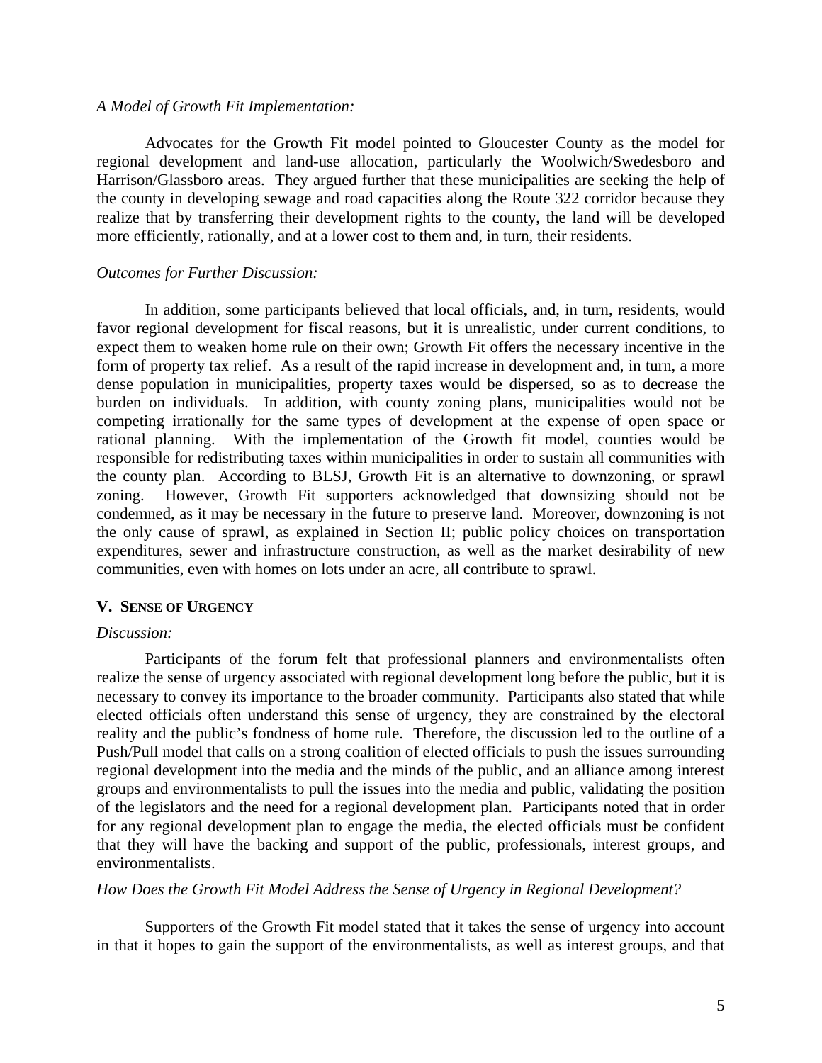*A Model of Growth Fit Implementation:*

Advocates for the Growth Fit model pointed to Gloucester County as the model for regional development and land-use allocation, particularly the Woolwich/Swedesboro and Harrison/Glassboro areas. They argued further that these municipalities are seeking the help of the county in developing sewage and road capacities along the Route 322 corridor because they realize that by transferring their development rights to the county, the land will be developed more efficiently, rationally, and at a lower cost to them and, in turn, their residents.

*Outcomes for Further Discussion:*

In addition, some participants believed that local officials, and, in turn, residents, would favor regional development for fiscal reasons, but it is unrealistic, under current conditions, to expect them to weaken home rule on their own; Growth Fit offers the necessary incentive in the form of property tax relief. As a result of the rapid increase in development and, in turn, a more dense population in municipalities, property taxes would be dispersed, so as to decrease the burden on individuals. In addition, with county zoning plans, municipalities would not be competing irrationally for the same types of development at the expense of open space or rational planning. With the implementation of the Growth fit model, counties would be responsible for redistributing taxes within municipalities in order to sustain all communities with the county plan. According to BLSJ, Growth Fit is an alternative to downzoning, or sprawl zoning. However, Growth Fit supporters acknowledged that downsizing should not be condemned, as it may be necessary in the future to preserve land. Moreover, downzoning is not the only cause of sprawl, as explained in Section II; public policy choices on transportation expenditures, sewer and infrastructure construction, as well as the market desirability of new communities, even with homes on lots under an acre, all contribute to sprawl.

## V. SENSE OF URGENCY

*Discussion:*

Participants of the forum felt that professional planners and environmentalists often realize the sense of urgency associated with regional development long before the public, but it is necessary to convey its importance to the broader community. Participants also stated that while elected officials often understand this sense of urgency, they are constrained by the electoral reality and the public's fondness of home rule. Therefore, the discussion led to the outline of a Push/Pull model that calls on a strong coalition of elected officials to push the issues surrounding regional development into the media and the minds of the public, and an alliance among interest groups and environmentalists to pull the issues into the media and public, validating the position of the legislators and the need for a regional development plan. Participants noted that in order for any regional development plan to engage the media, the elected officials must be confident that they will have the backing and support of the public, professionals, interest groups, and environmentalists.

*How Does the Growth Fit Model Address the Sense of Urgency in Regional Development?*

Supporters of the Growth Fit model stated that it takes the sense of urgency into account in that it hopes to gain the support of the environmentalists, as well as interest groups, and that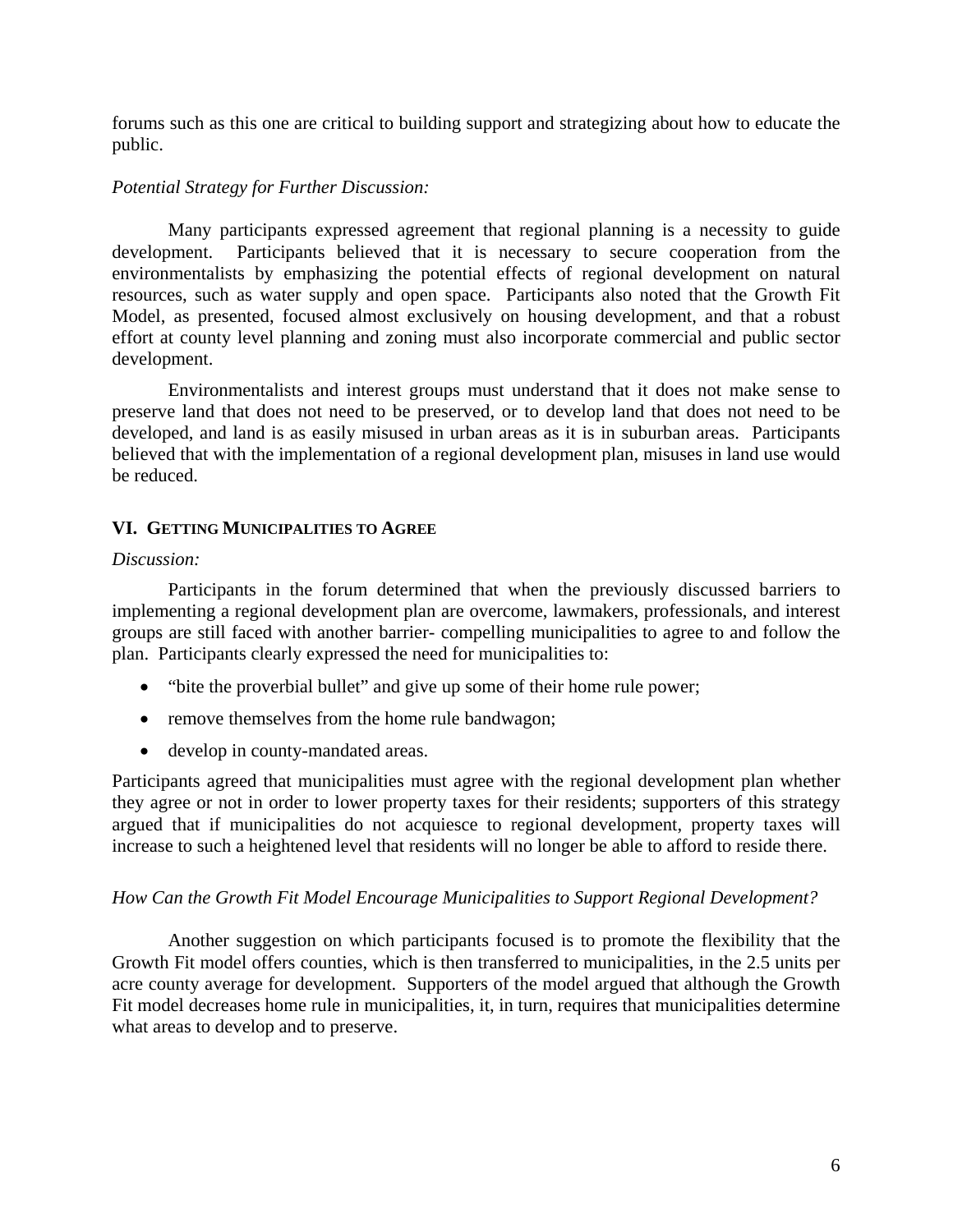forums such as this one are critical to building support and strategizing about how to educate the public.

*Potential Strategy for Further Discussion:*

Many participants expressed agreement that regional planning is a necessity to guide development. Participants believed that it is necessary to secure cooperation from the environmentalists by emphasizing the potential effects of regional development on natural resources, such as water supply and open space. Participants also noted that the Growth Fit Model, as presented, focused almost exclusively on housing development, and that a robust effort at county level planning and zoning must also incorporate commercial and public sector development.

Environmentalists and interest groups must understand that it does not make sense to preserve land that does not need to be preserved, or to develop land that does not need to be developed, and land is as easily misused in urban areas as it is in suburban areas. Participants believed that with the implementation of a regional development plan, misuses in land use would be reduced.

## VI. Getting Municipalities to Agree

*Discussion:*

Participants in the forum determined that when the previously discussed barriers to implementing a regional development plan are overcome, lawmakers, professionals, and interest groups are still faced with another barrier- compelling municipalities to agree to and follow the plan. Participants clearly expressed the need for municipalities to:

- "bite the proverbial bullet" and give up some of their home rule power;
- remove themselves from the home rule bandwagon;
- develop in county-mandated areas.

Participants agreed that municipalities must agree with the regional development plan whether they agree or not in order to lower property taxes for their residents; supporters of this strategy argued that if municipalities do not acquiesce to regional development, property taxes will increase to such a heightened level that residents will no longer be able to afford to reside there.

*How Can the Growth Fit Model Encourage Municipalities to Support Regional Development?*

Another suggestion on which participants focused is to promote the flexibility that the Growth Fit model offers counties, which is then transferred to municipalities, in the 2.5 units per acre county average for development. Supporters of the model argued that although the Growth Fit model decreases home rule in municipalities, it, in turn, requires that municipalities determine what areas to develop and to preserve.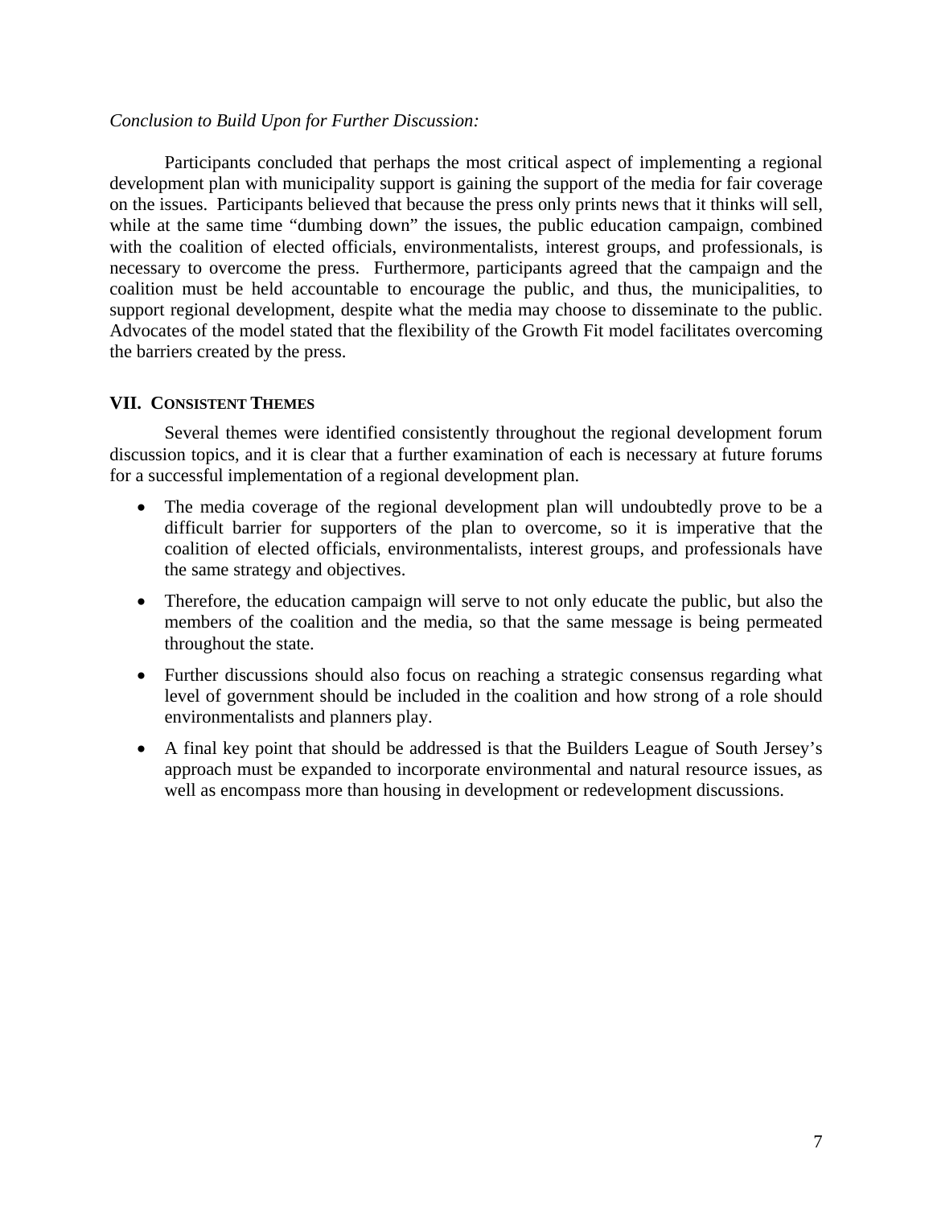*Conclusion to Build Upon for Further Discussion:*

Participants concluded that perhaps the most critical aspect of implementing a regional development plan with municipality support is gaining the support of the media for fair coverage on the issues. Participants believed that because the press only prints news that it thinks will sell, while at the same time "dumbing down" the issues, the public education campaign, combined with the coalition of elected officials, environmentalists, interest groups, and professionals, is necessary to overcome the press. Furthermore, participants agreed that the campaign and the coalition must be held accountable to encourage the public, and thus, the municipalities, to support regional development, despite what the media may choose to disseminate to the public. Advocates of the model stated that the flexibility of the Growth Fit model facilitates overcoming the barriers created by the press.

## VII. CONSISTENT THEMES

Several themes were identified consistently throughout the regional development forum discussion topics, and it is clear that a further examination of each is necessary at future forums for a successful implementation of a regional development plan.

- The media coverage of the regional development plan will undoubtedly prove to be a difficult barrier for supporters of the plan to overcome, so it is imperative that the coalition of elected officials, environmentalists, interest groups, and professionals have the same strategy and objectives.
- Therefore, the education campaign will serve to not only educate the public, but also the members of the coalition and the media, so that the same message is being permeated throughout the state.
- Further discussions should also focus on reaching a strategic consensus regarding what level of government should be included in the coalition and how strong of a role should environmentalists and planners play.
- A final key point that should be addressed is that the Builders League of South Jersey's approach must be expanded to incorporate environmental and natural resource issues, as well as encompass more than housing in development or redevelopment discussions.